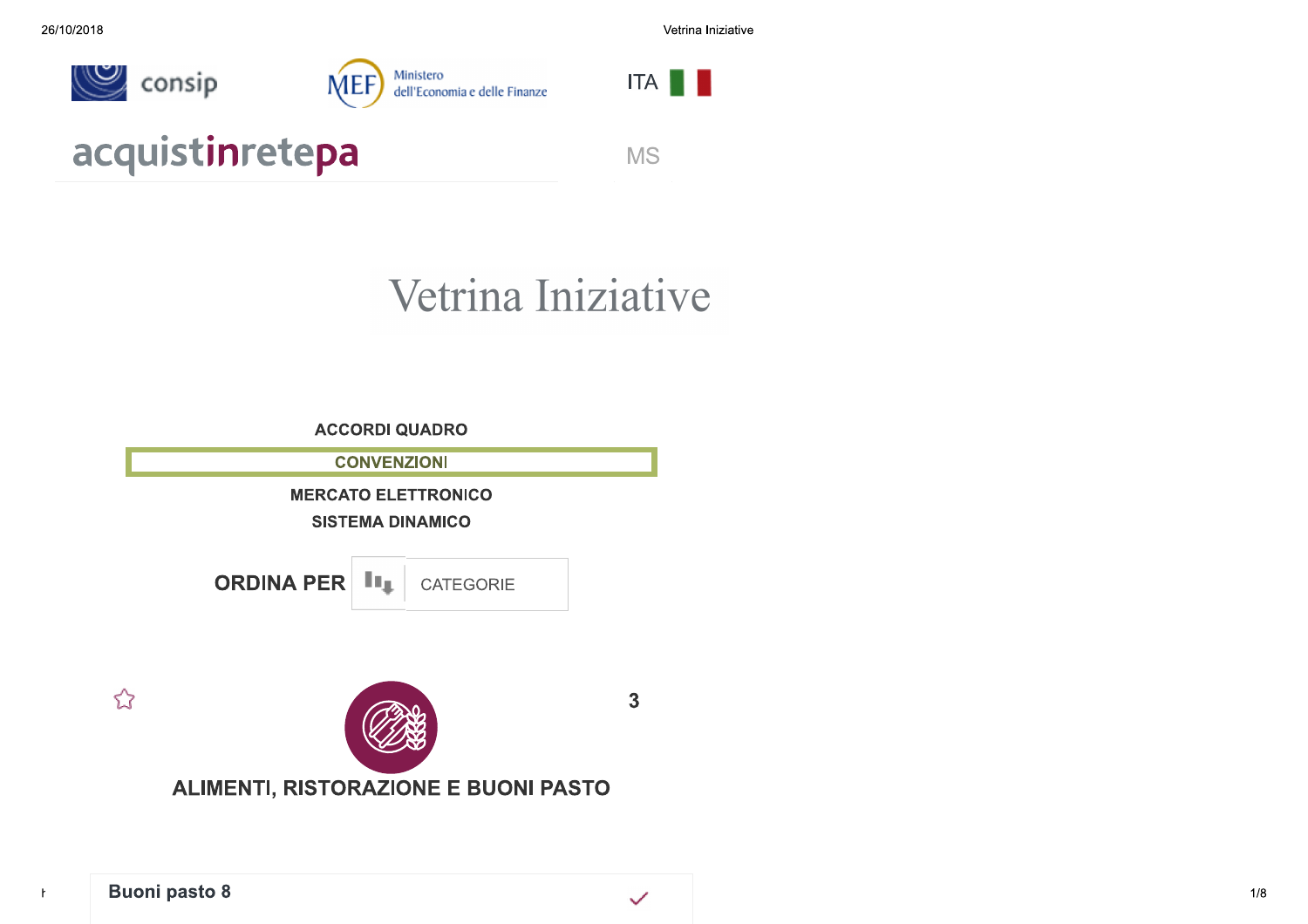consip

MEF Ministero dell'Economia e delle Finanze

ITA

acquistinretepa

MS

# Vetrina Iniziative

ACCORDI QUADRO

CONVENZIONI

MERCATO ELETTRONICO

SISTEMA DINAMICO

ORDINA PER CATEGORIE

3

## ALIMENTI, RISTORAZIONE E BUONI PASTO

**Buoni pasto 8**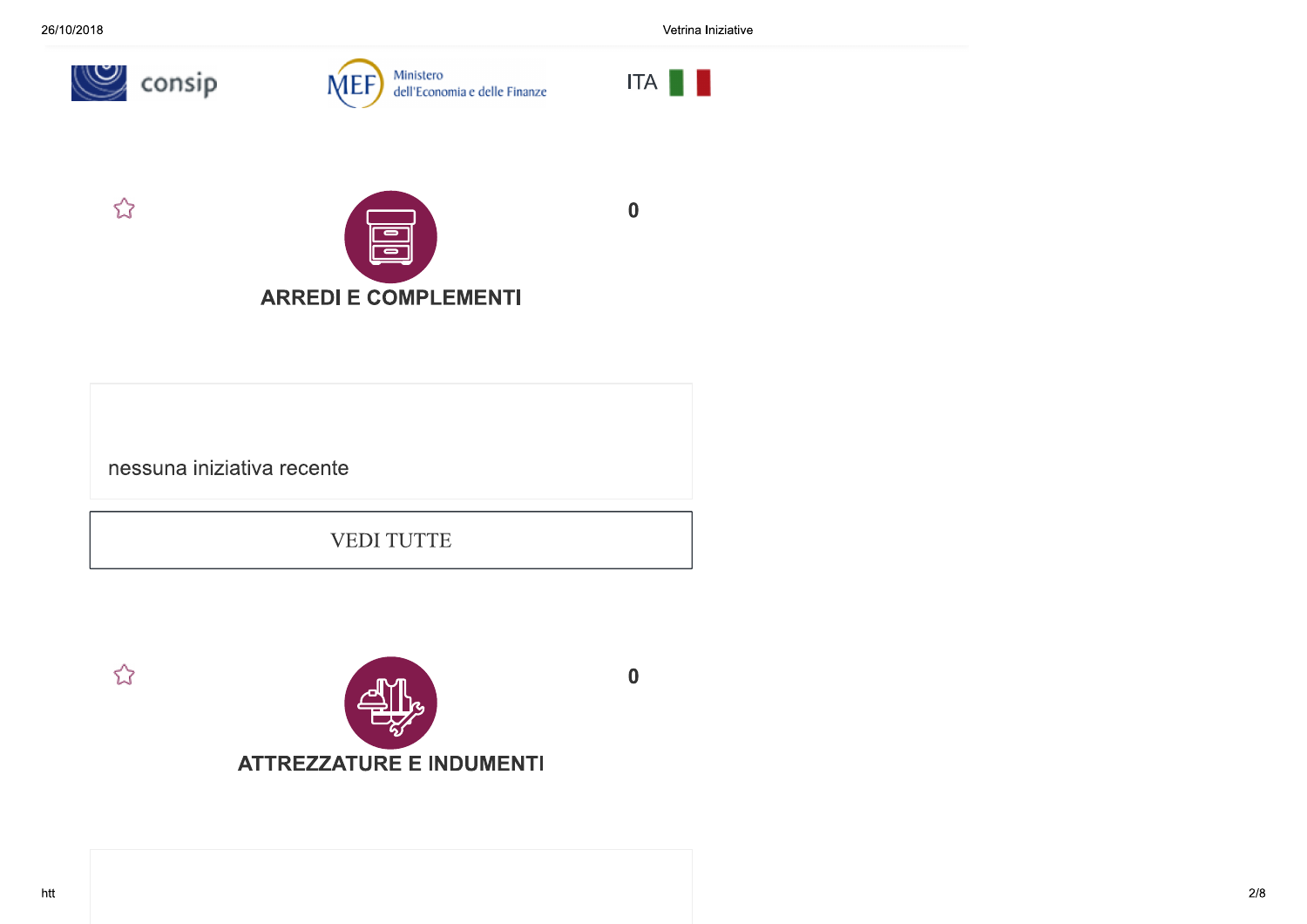consip

Ministero dell'Economia e delle Finanze

ITA

0

## ARREDI E COMPLEMENTI

nessuna iniziativa recente

VEDI TUTTE

0

## ATTREZZATURE E INDUMENTI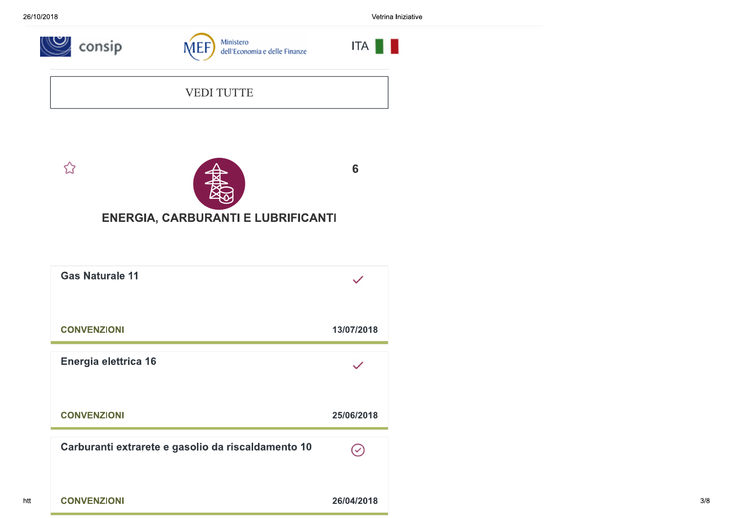consip

MEF Ministero dell'Economia e delle Finanze

ITA

VEDI TUTTE

6

## ENERGIA, CARBURANTI E LUBRIFICANTI

**Gas Naturale 11**

CONVENZIONI 13/07/2018

**Energia elettrica 16**

CONVENZIONI 25/06/2018

**Carburanti extrarete e gasolio da riscaldamento 10**

CONVENZIONI 26/04/2018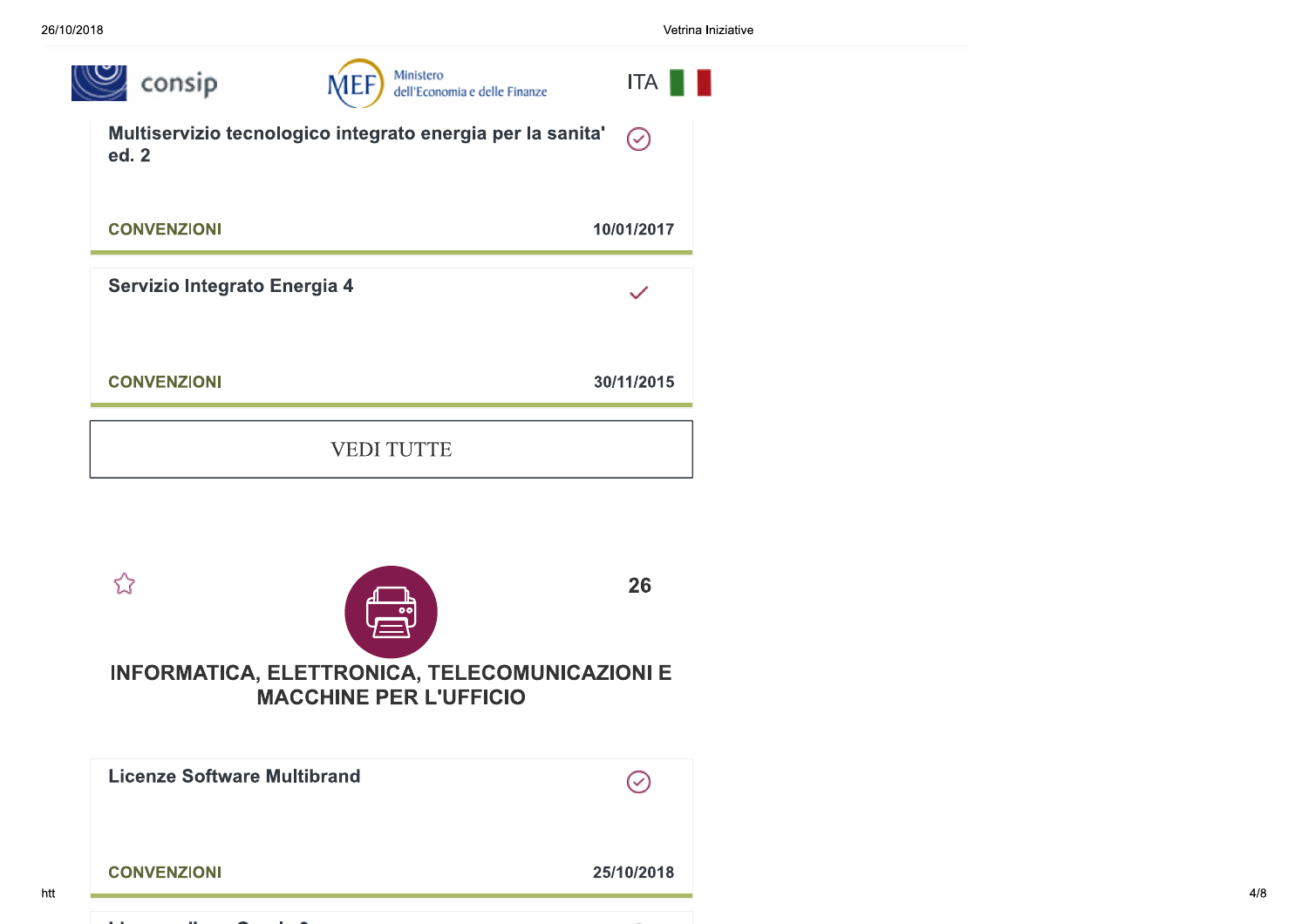Multiservizio tecnologico integrato energia per la sanita' ed. 2

CONVENZIONI 10/01/2017

Servizio Integrato Energia 4

CONVENZIONI 30/11/2015

VEDI TUTTE

26

## INFORMATICA, ELETTRONICA, TELECOMUNICAZIONI E MACCHINE PER L'UFFICIO

Licenze Software Multibrand

CONVENZIONI 25/10/2018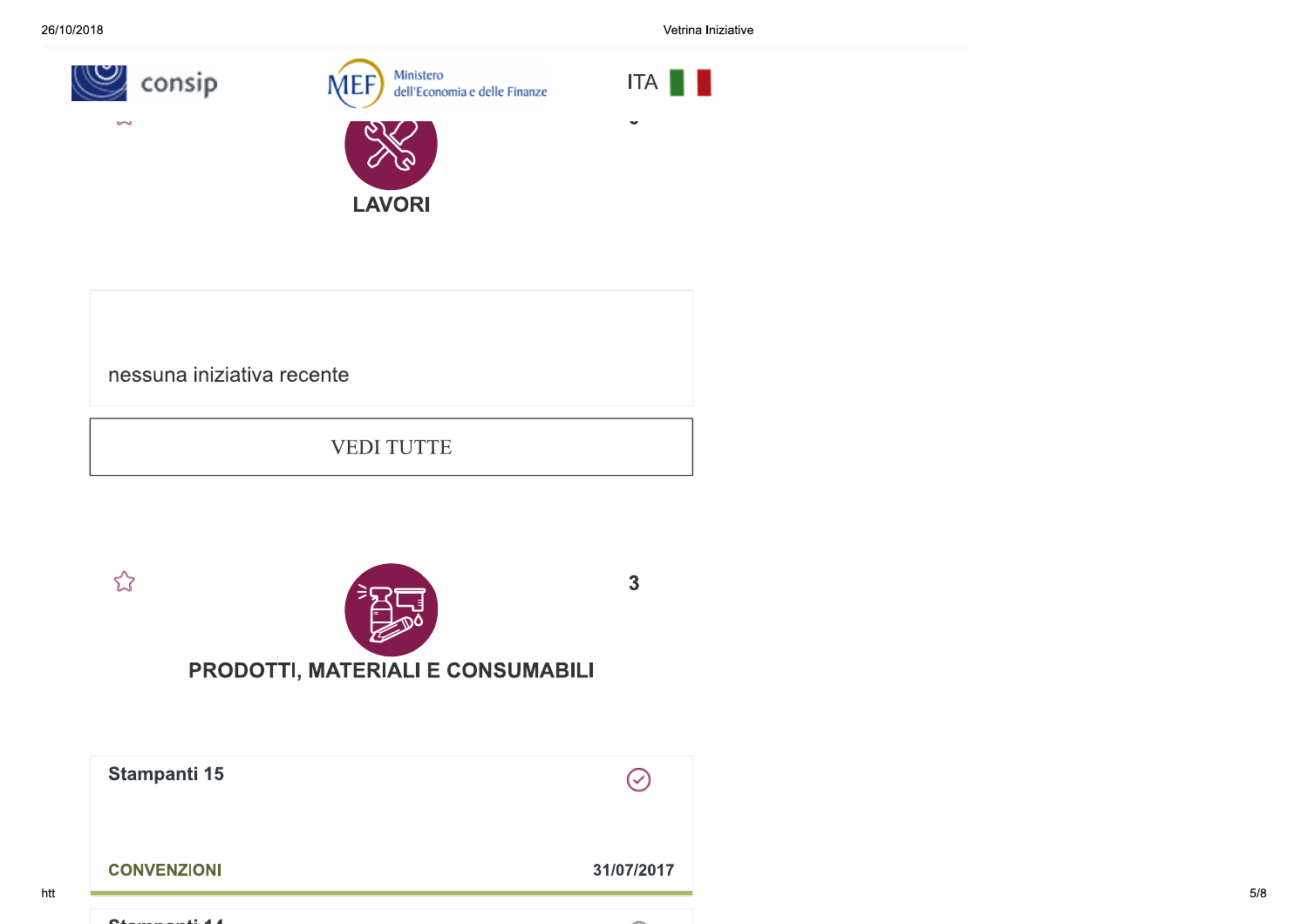## LAVORI

nessuna iniziativa recente

VEDI TUTTE

3

## PRODOTTI, MATERIALI E CONSUMABILI

**Stampanti 15**

**CONVENZIONI** **31/07/2017**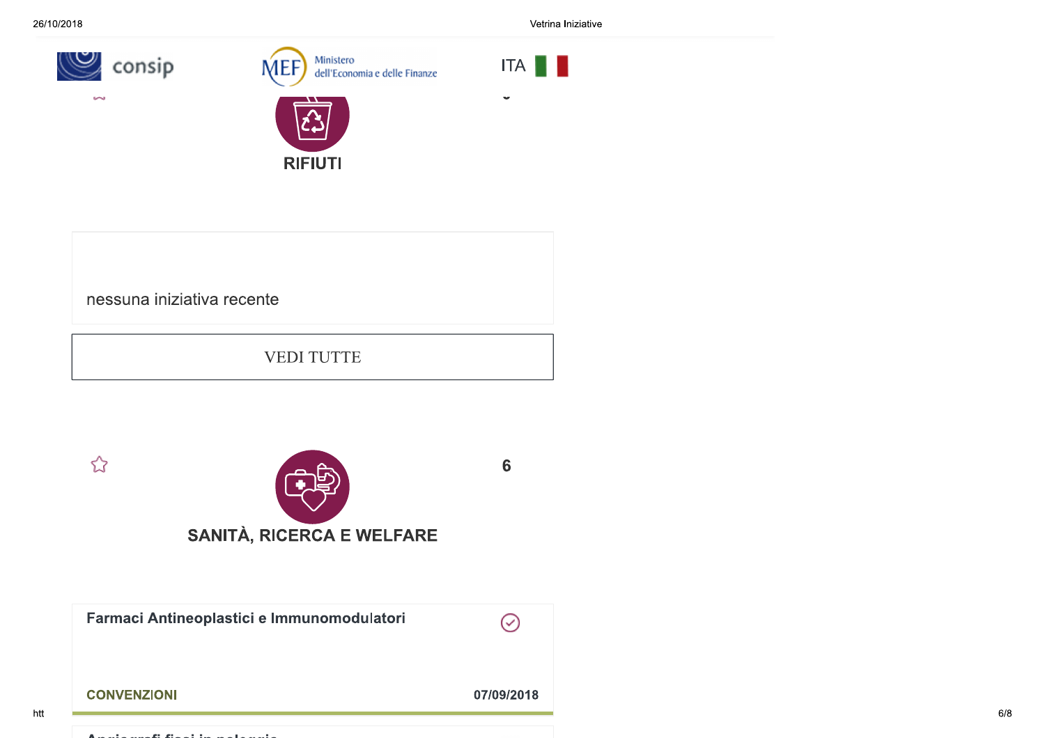## RIFIUTI

nessuna iniziativa recente

VEDI TUTTE

6

## SANITÀ, RICERCA E WELFARE

**Farmaci Antineoplastici e Immunomodulatori**

**CONVENZIONI** **07/09/2018**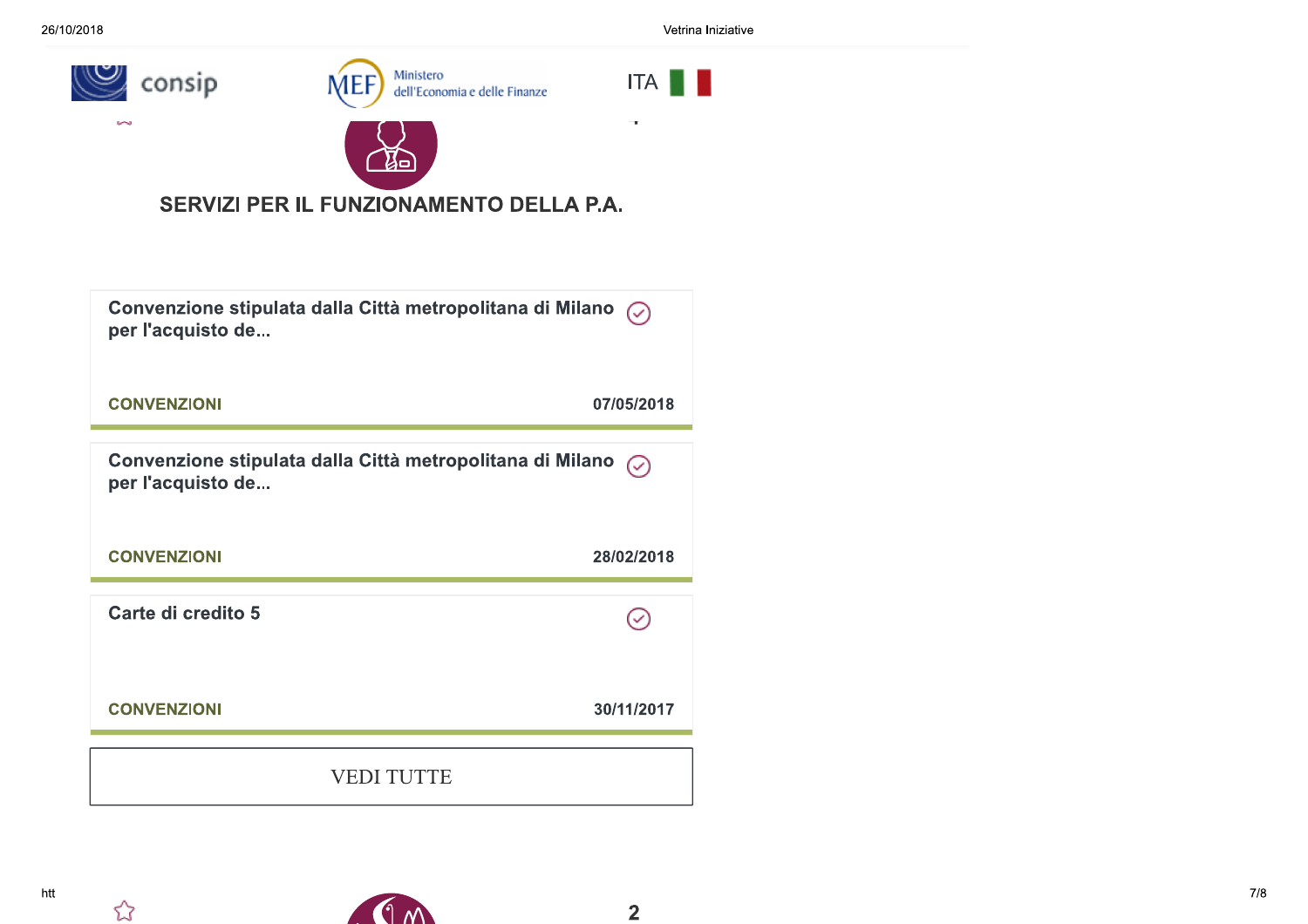consip

Ministero dell'Economia e delle Finanze

ITA

## SERVIZI PER IL FUNZIONAMENTO DELLA P.A.

**Convenzione stipulata dalla Città metropolitana di Milano per l'acquisto de...**

CONVENZIONI 07/05/2018

**Convenzione stipulata dalla Città metropolitana di Milano per l'acquisto de...**

CONVENZIONI 28/02/2018

**Carte di credito 5**

CONVENZIONI 30/11/2017

VEDI TUTTE

2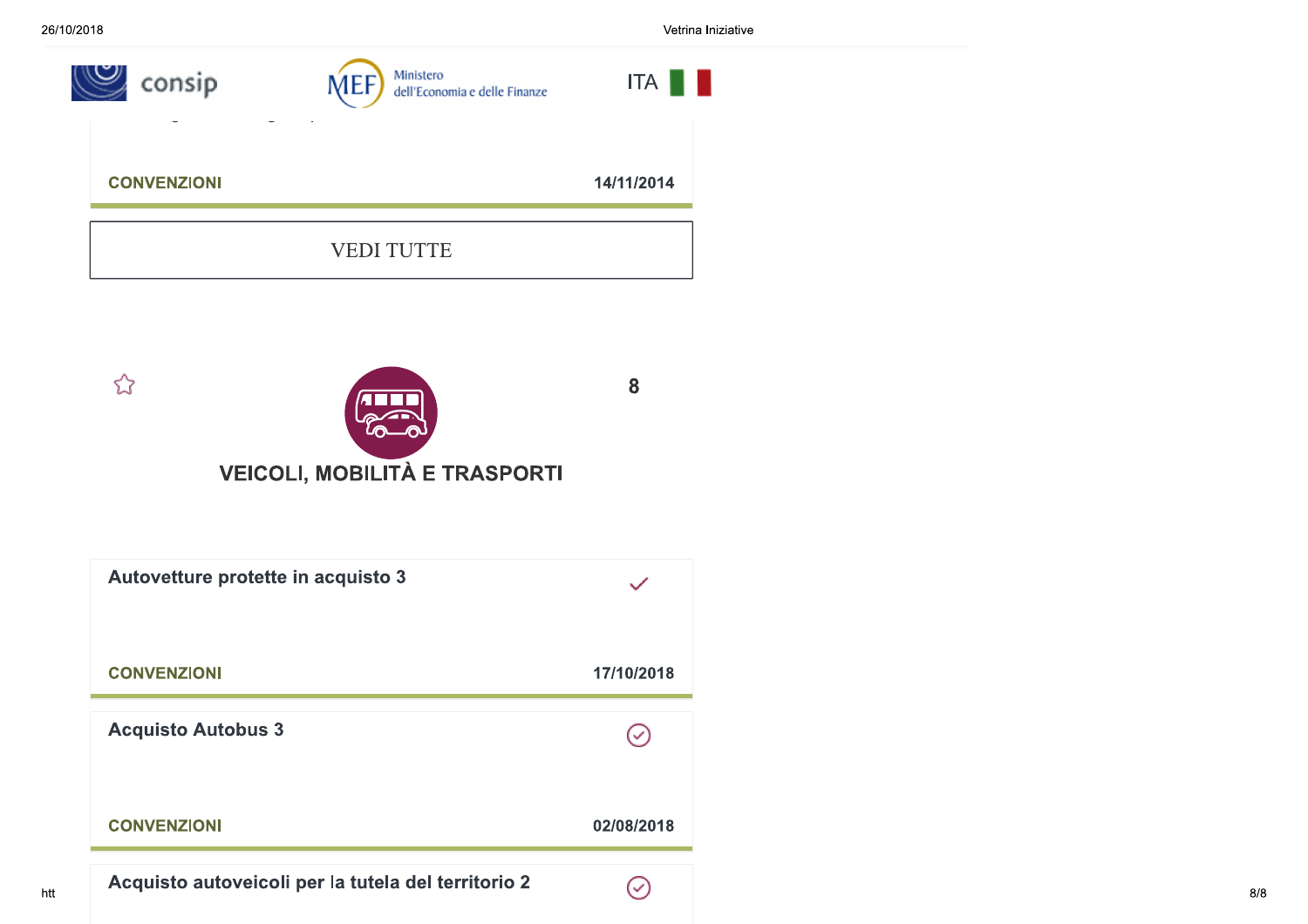CONVENZIONI 14/11/2014

VEDI TUTTE

8

## VEICOLI, MOBILITÀ E TRASPORTI

**Autovetture protette in acquisto 3**

CONVENZIONI 17/10/2018

**Acquisto Autobus 3**

CONVENZIONI 02/08/2018

**Acquisto autoveicoli per la tutela del territorio 2**